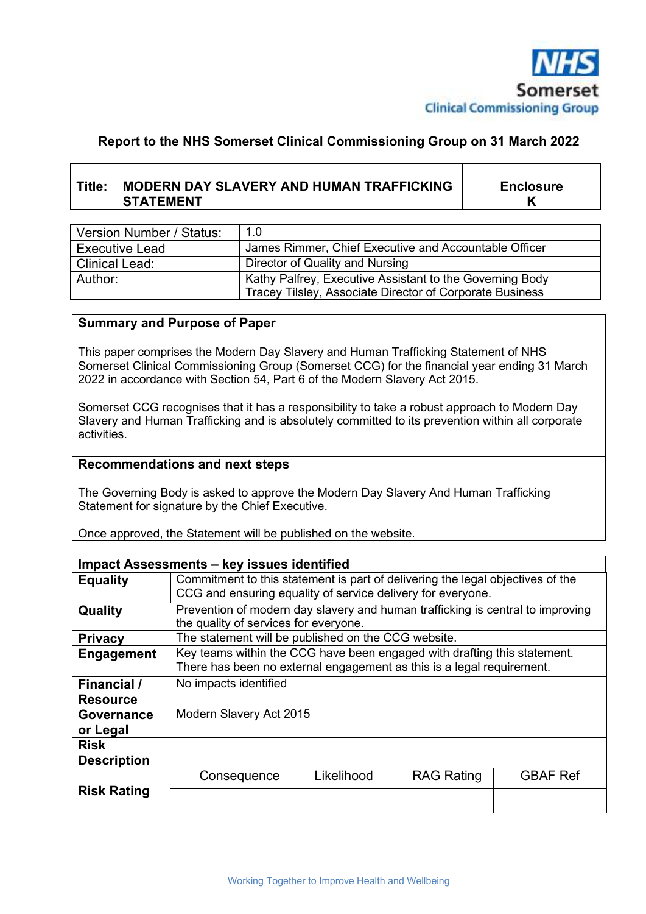NHS Somerset Clinical Commissioning Group

**Report to the NHS Somerset Clinical Commissioning Group on 31 March 2022**

| **Title: MODERN DAY SLAVERY AND HUMAN TRAFFICKING STATEMENT** | **Enclosure K** |
|---|---|

| Version Number / Status: | 1.0 |
|---|---|
| Executive Lead | James Rimmer, Chief Executive and Accountable Officer |
| Clinical Lead: | Director of Quality and Nursing |
| Author: | Kathy Palfrey, Executive Assistant to the Governing Body<br>Tracey Tilsley, Associate Director of Corporate Business |

**Summary and Purpose of Paper**

This paper comprises the Modern Day Slavery and Human Trafficking Statement of NHS Somerset Clinical Commissioning Group (Somerset CCG) for the financial year ending 31 March 2022 in accordance with Section 54, Part 6 of the Modern Slavery Act 2015.

Somerset CCG recognises that it has a responsibility to take a robust approach to Modern Day Slavery and Human Trafficking and is absolutely committed to its prevention within all corporate activities.

**Recommendations and next steps**

The Governing Body is asked to approve the Modern Day Slavery And Human Trafficking Statement for signature by the Chief Executive.

Once approved, the Statement will be published on the website.

| **Impact Assessments – key issues identified** | | | | |
|---|---|---|---|---|
| **Equality** | Commitment to this statement is part of delivering the legal objectives of the CCG and ensuring equality of service delivery for everyone. | | | |
| **Quality** | Prevention of modern day slavery and human trafficking is central to improving the quality of services for everyone. | | | |
| **Privacy** | The statement will be published on the CCG website. | | | |
| **Engagement** | Key teams within the CCG have been engaged with drafting this statement. There has been no external engagement as this is a legal requirement. | | | |
| **Financial / Resource** | No impacts identified | | | |
| **Governance or Legal** | Modern Slavery Act 2015 | | | |
| **Risk Description** | | | | |
| **Risk Rating** | Consequence | Likelihood | RAG Rating | GBAF Ref |
| | | | | |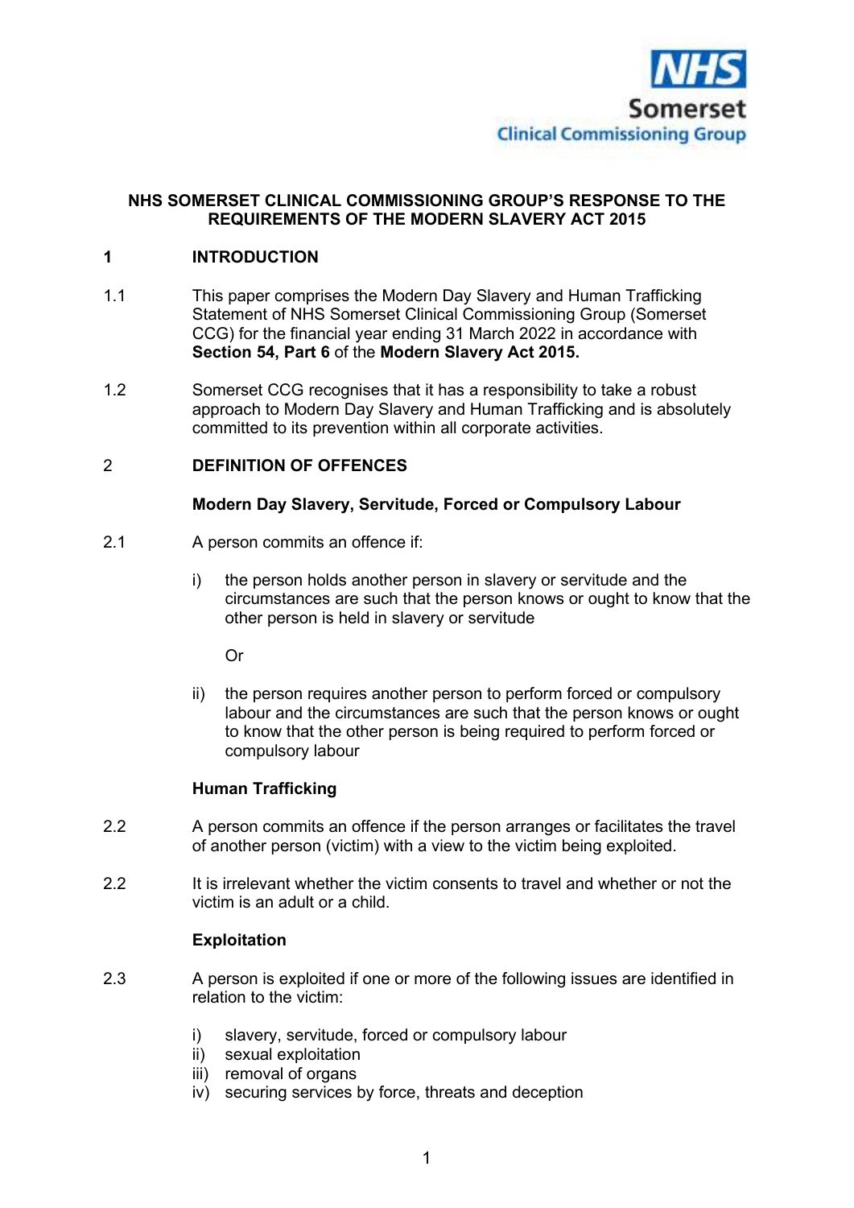**NHS SOMERSET CLINICAL COMMISSIONING GROUP'S RESPONSE TO THE REQUIREMENTS OF THE MODERN SLAVERY ACT 2015**

## 1 INTRODUCTION

1.1 This paper comprises the Modern Day Slavery and Human Trafficking Statement of NHS Somerset Clinical Commissioning Group (Somerset CCG) for the financial year ending 31 March 2022 in accordance with **Section 54, Part 6** of the **Modern Slavery Act 2015.**

1.2 Somerset CCG recognises that it has a responsibility to take a robust approach to Modern Day Slavery and Human Trafficking and is absolutely committed to its prevention within all corporate activities.

## 2 DEFINITION OF OFFENCES

### Modern Day Slavery, Servitude, Forced or Compulsory Labour

2.1 A person commits an offence if:

i) the person holds another person in slavery or servitude and the circumstances are such that the person knows or ought to know that the other person is held in slavery or servitude

Or

ii) the person requires another person to perform forced or compulsory labour and the circumstances are such that the person knows or ought to know that the other person is being required to perform forced or compulsory labour

### Human Trafficking

2.2 A person commits an offence if the person arranges or facilitates the travel of another person (victim) with a view to the victim being exploited.

2.2 It is irrelevant whether the victim consents to travel and whether or not the victim is an adult or a child.

### Exploitation

2.3 A person is exploited if one or more of the following issues are identified in relation to the victim:

i) slavery, servitude, forced or compulsory labour
ii) sexual exploitation
iii) removal of organs
iv) securing services by force, threats and deception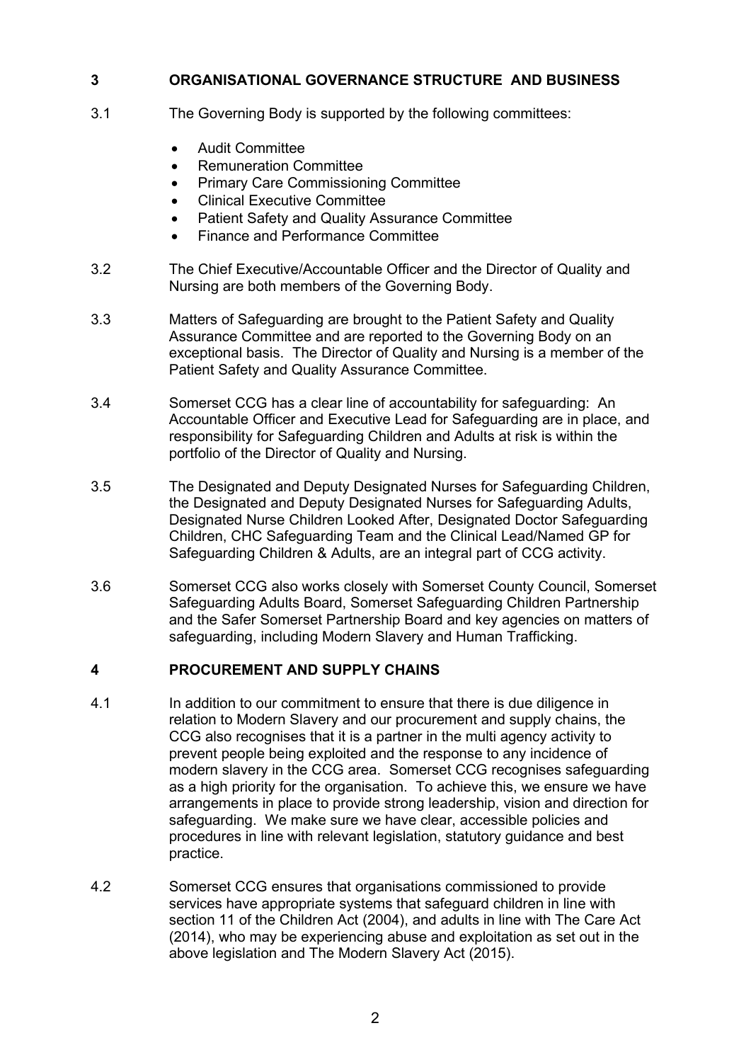## 3 ORGANISATIONAL GOVERNANCE STRUCTURE AND BUSINESS

3.1 The Governing Body is supported by the following committees:

- Audit Committee
- Remuneration Committee
- Primary Care Commissioning Committee
- Clinical Executive Committee
- Patient Safety and Quality Assurance Committee
- Finance and Performance Committee

3.2 The Chief Executive/Accountable Officer and the Director of Quality and Nursing are both members of the Governing Body.

3.3 Matters of Safeguarding are brought to the Patient Safety and Quality Assurance Committee and are reported to the Governing Body on an exceptional basis. The Director of Quality and Nursing is a member of the Patient Safety and Quality Assurance Committee.

3.4 Somerset CCG has a clear line of accountability for safeguarding: An Accountable Officer and Executive Lead for Safeguarding are in place, and responsibility for Safeguarding Children and Adults at risk is within the portfolio of the Director of Quality and Nursing.

3.5 The Designated and Deputy Designated Nurses for Safeguarding Children, the Designated and Deputy Designated Nurses for Safeguarding Adults, Designated Nurse Children Looked After, Designated Doctor Safeguarding Children, CHC Safeguarding Team and the Clinical Lead/Named GP for Safeguarding Children & Adults, are an integral part of CCG activity.

3.6 Somerset CCG also works closely with Somerset County Council, Somerset Safeguarding Adults Board, Somerset Safeguarding Children Partnership and the Safer Somerset Partnership Board and key agencies on matters of safeguarding, including Modern Slavery and Human Trafficking.

## 4 PROCUREMENT AND SUPPLY CHAINS

4.1 In addition to our commitment to ensure that there is due diligence in relation to Modern Slavery and our procurement and supply chains, the CCG also recognises that it is a partner in the multi agency activity to prevent people being exploited and the response to any incidence of modern slavery in the CCG area. Somerset CCG recognises safeguarding as a high priority for the organisation. To achieve this, we ensure we have arrangements in place to provide strong leadership, vision and direction for safeguarding. We make sure we have clear, accessible policies and procedures in line with relevant legislation, statutory guidance and best practice.

4.2 Somerset CCG ensures that organisations commissioned to provide services have appropriate systems that safeguard children in line with section 11 of the Children Act (2004), and adults in line with The Care Act (2014), who may be experiencing abuse and exploitation as set out in the above legislation and The Modern Slavery Act (2015).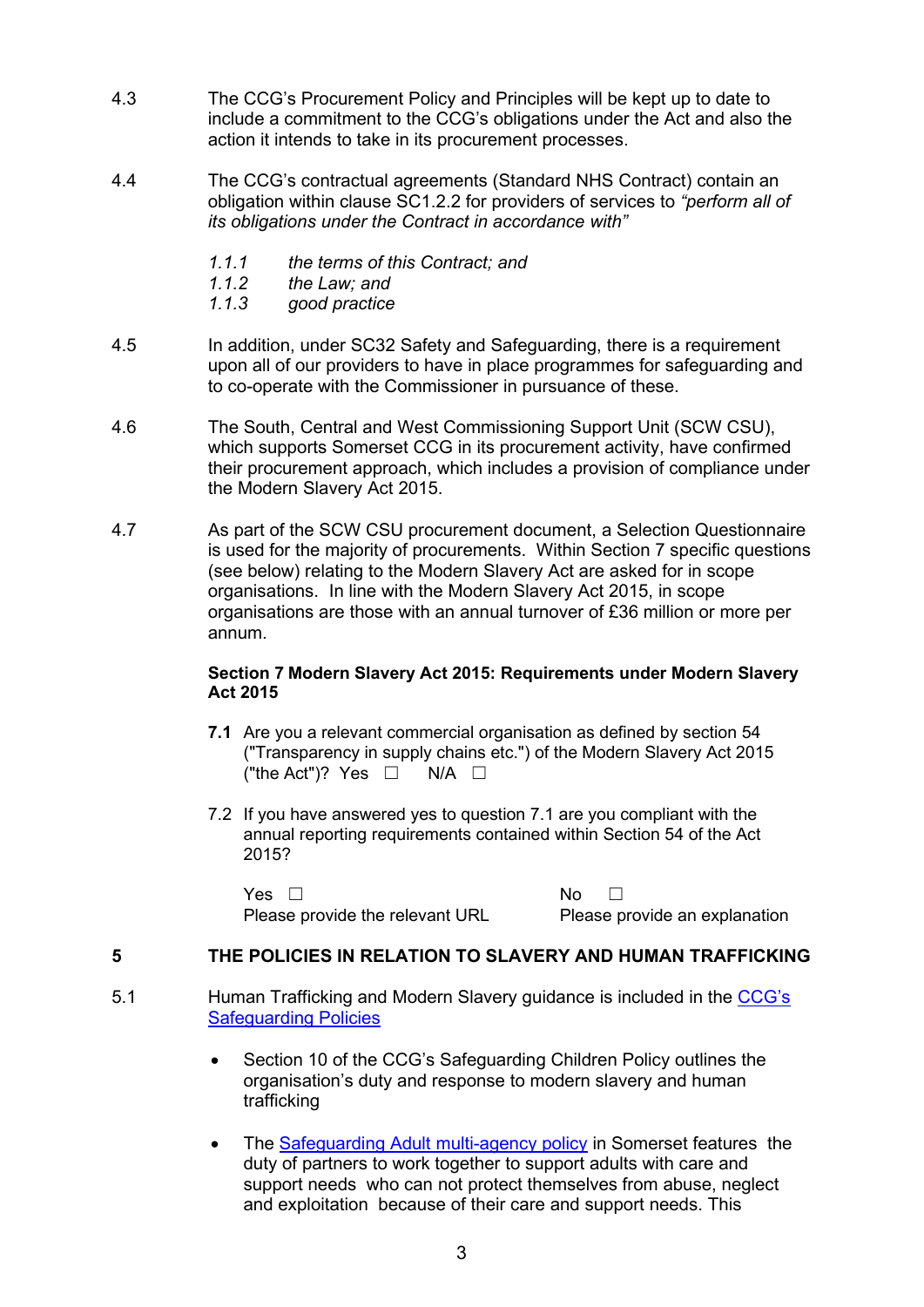4.3 The CCG's Procurement Policy and Principles will be kept up to date to include a commitment to the CCG's obligations under the Act and also the action it intends to take in its procurement processes.

4.4 The CCG's contractual agreements (Standard NHS Contract) contain an obligation within clause SC1.2.2 for providers of services to *"perform all of its obligations under the Contract in accordance with"*

*1.1.1 the terms of this Contract; and*
*1.1.2 the Law; and*
*1.1.3 good practice*

4.5 In addition, under SC32 Safety and Safeguarding, there is a requirement upon all of our providers to have in place programmes for safeguarding and to co-operate with the Commissioner in pursuance of these.

4.6 The South, Central and West Commissioning Support Unit (SCW CSU), which supports Somerset CCG in its procurement activity, have confirmed their procurement approach, which includes a provision of compliance under the Modern Slavery Act 2015.

4.7 As part of the SCW CSU procurement document, a Selection Questionnaire is used for the majority of procurements. Within Section 7 specific questions (see below) relating to the Modern Slavery Act are asked for in scope organisations. In line with the Modern Slavery Act 2015, in scope organisations are those with an annual turnover of £36 million or more per annum.

**Section 7 Modern Slavery Act 2015: Requirements under Modern Slavery Act 2015**

**7.1** Are you a relevant commercial organisation as defined by section 54 ("Transparency in supply chains etc.") of the Modern Slavery Act 2015 ("the Act")? Yes ☐ N/A ☐

7.2 If you have answered yes to question 7.1 are you compliant with the annual reporting requirements contained within Section 54 of the Act 2015?

| Yes ☐ | No ☐ |
|---|---|
| Please provide the relevant URL | Please provide an explanation |

## 5 THE POLICIES IN RELATION TO SLAVERY AND HUMAN TRAFFICKING

5.1 Human Trafficking and Modern Slavery guidance is included in the CCG's Safeguarding Policies

- Section 10 of the CCG's Safeguarding Children Policy outlines the organisation's duty and response to modern slavery and human trafficking

- The Safeguarding Adult multi-agency policy in Somerset features the duty of partners to work together to support adults with care and support needs who can not protect themselves from abuse, neglect and exploitation because of their care and support needs. This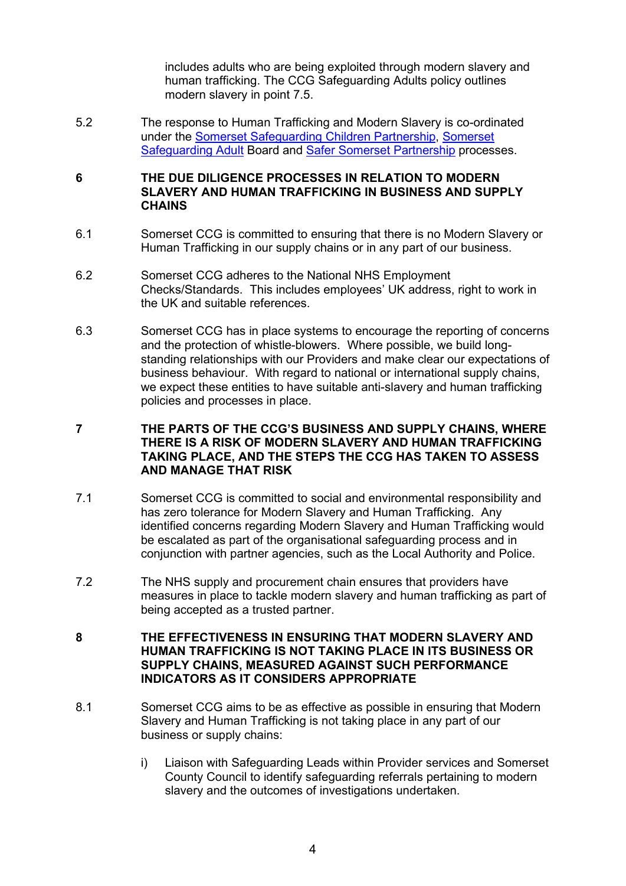includes adults who are being exploited through modern slavery and human trafficking. The CCG Safeguarding Adults policy outlines modern slavery in point 7.5.

5.2 The response to Human Trafficking and Modern Slavery is co-ordinated under the Somerset Safeguarding Children Partnership, Somerset Safeguarding Adult Board and Safer Somerset Partnership processes.

## 6 THE DUE DILIGENCE PROCESSES IN RELATION TO MODERN SLAVERY AND HUMAN TRAFFICKING IN BUSINESS AND SUPPLY CHAINS

6.1 Somerset CCG is committed to ensuring that there is no Modern Slavery or Human Trafficking in our supply chains or in any part of our business.

6.2 Somerset CCG adheres to the National NHS Employment Checks/Standards. This includes employees' UK address, right to work in the UK and suitable references.

6.3 Somerset CCG has in place systems to encourage the reporting of concerns and the protection of whistle-blowers. Where possible, we build long-standing relationships with our Providers and make clear our expectations of business behaviour. With regard to national or international supply chains, we expect these entities to have suitable anti-slavery and human trafficking policies and processes in place.

## 7 THE PARTS OF THE CCG'S BUSINESS AND SUPPLY CHAINS, WHERE THERE IS A RISK OF MODERN SLAVERY AND HUMAN TRAFFICKING TAKING PLACE, AND THE STEPS THE CCG HAS TAKEN TO ASSESS AND MANAGE THAT RISK

7.1 Somerset CCG is committed to social and environmental responsibility and has zero tolerance for Modern Slavery and Human Trafficking. Any identified concerns regarding Modern Slavery and Human Trafficking would be escalated as part of the organisational safeguarding process and in conjunction with partner agencies, such as the Local Authority and Police.

7.2 The NHS supply and procurement chain ensures that providers have measures in place to tackle modern slavery and human trafficking as part of being accepted as a trusted partner.

## 8 THE EFFECTIVENESS IN ENSURING THAT MODERN SLAVERY AND HUMAN TRAFFICKING IS NOT TAKING PLACE IN ITS BUSINESS OR SUPPLY CHAINS, MEASURED AGAINST SUCH PERFORMANCE INDICATORS AS IT CONSIDERS APPROPRIATE

8.1 Somerset CCG aims to be as effective as possible in ensuring that Modern Slavery and Human Trafficking is not taking place in any part of our business or supply chains:

i) Liaison with Safeguarding Leads within Provider services and Somerset County Council to identify safeguarding referrals pertaining to modern slavery and the outcomes of investigations undertaken.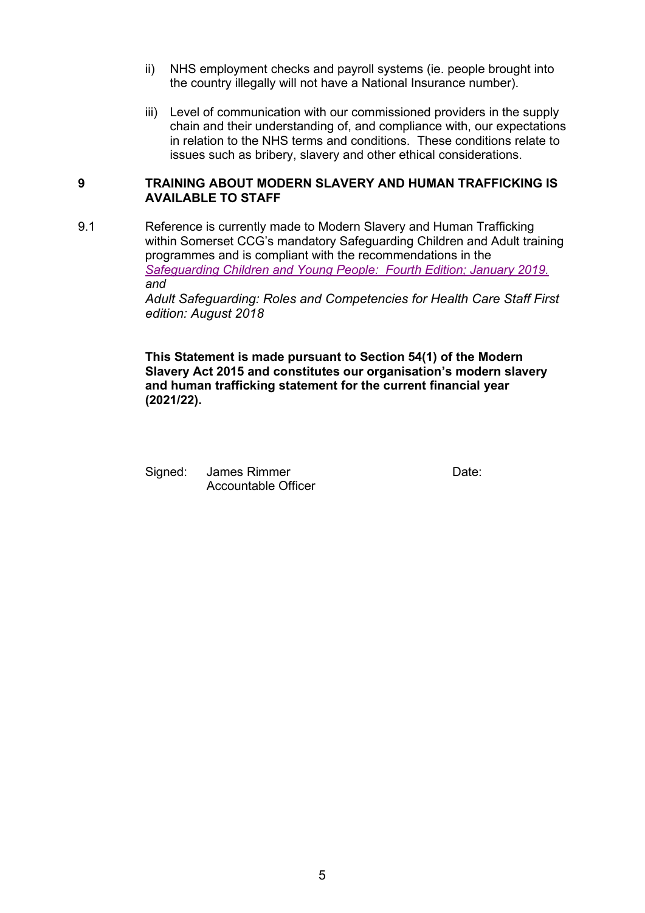ii) NHS employment checks and payroll systems (ie. people brought into the country illegally will not have a National Insurance number).

iii) Level of communication with our commissioned providers in the supply chain and their understanding of, and compliance with, our expectations in relation to the NHS terms and conditions. These conditions relate to issues such as bribery, slavery and other ethical considerations.

## 9 TRAINING ABOUT MODERN SLAVERY AND HUMAN TRAFFICKING IS AVAILABLE TO STAFF

9.1 Reference is currently made to Modern Slavery and Human Trafficking within Somerset CCG's mandatory Safeguarding Children and Adult training programmes and is compliant with the recommendations in the *Safeguarding Children and Young People: Fourth Edition; January 2019.* *and*
*Adult Safeguarding: Roles and Competencies for Health Care Staff First edition: August 2018*

**This Statement is made pursuant to Section 54(1) of the Modern Slavery Act 2015 and constitutes our organisation's modern slavery and human trafficking statement for the current financial year (2021/22).**

Signed: James Rimmer
Accountable Officer

Date: